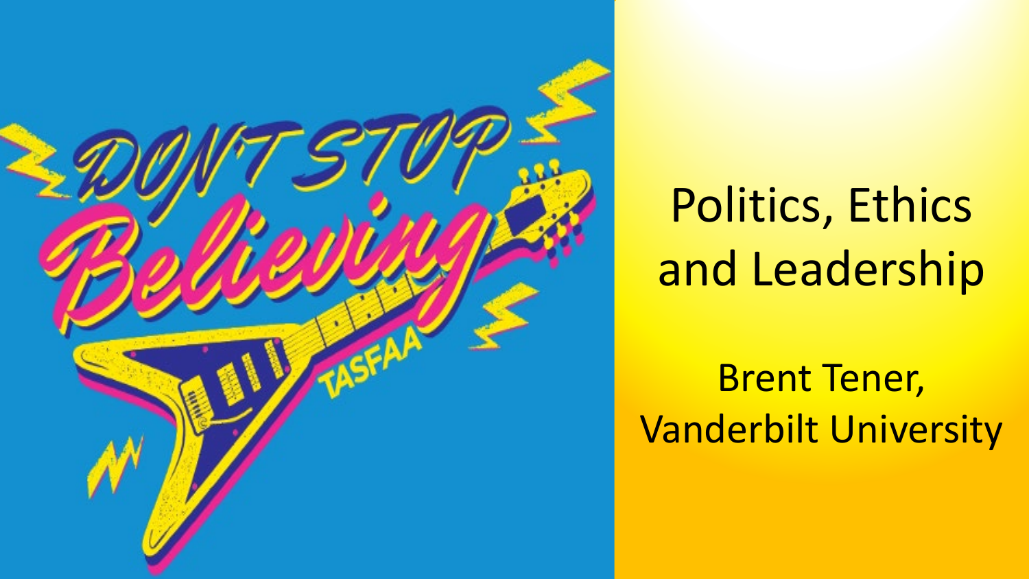# Politics, Ethics and Leadership

Brent Tener, Vanderbilt University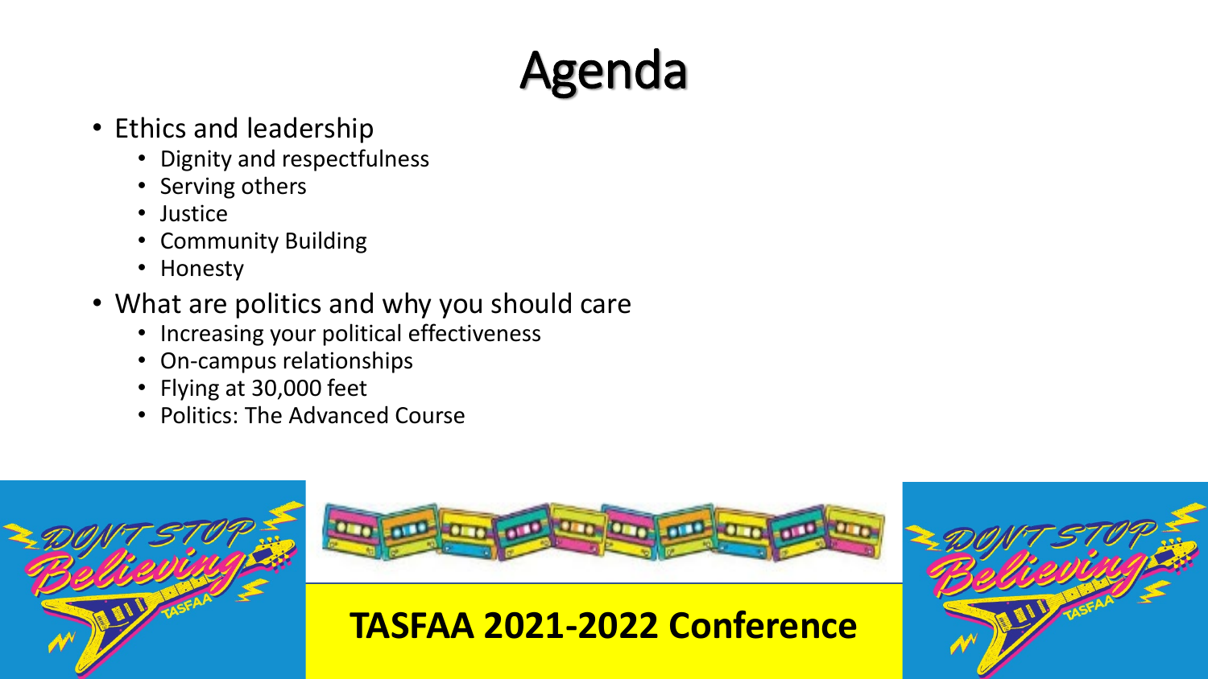# Agenda

- Ethics and leadership
  - Dignity and respectfulness
  - Serving others
  - Justice
  - Community Building
  - Honesty
- What are politics and why you should care
  - Increasing your political effectiveness
  - On-campus relationships
  - Flying at 30,000 feet
  - Politics: The Advanced Course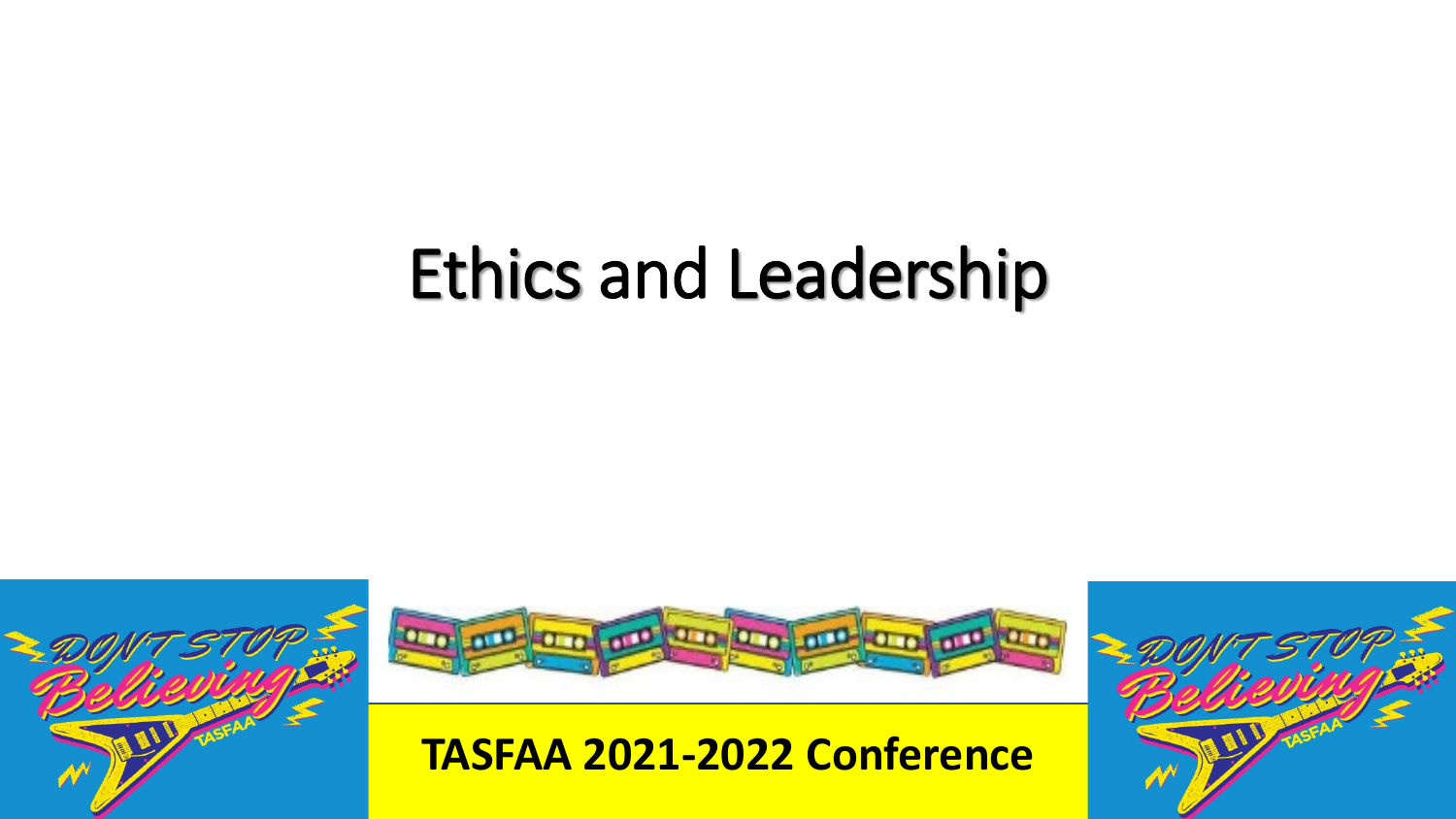# Ethics and Leadership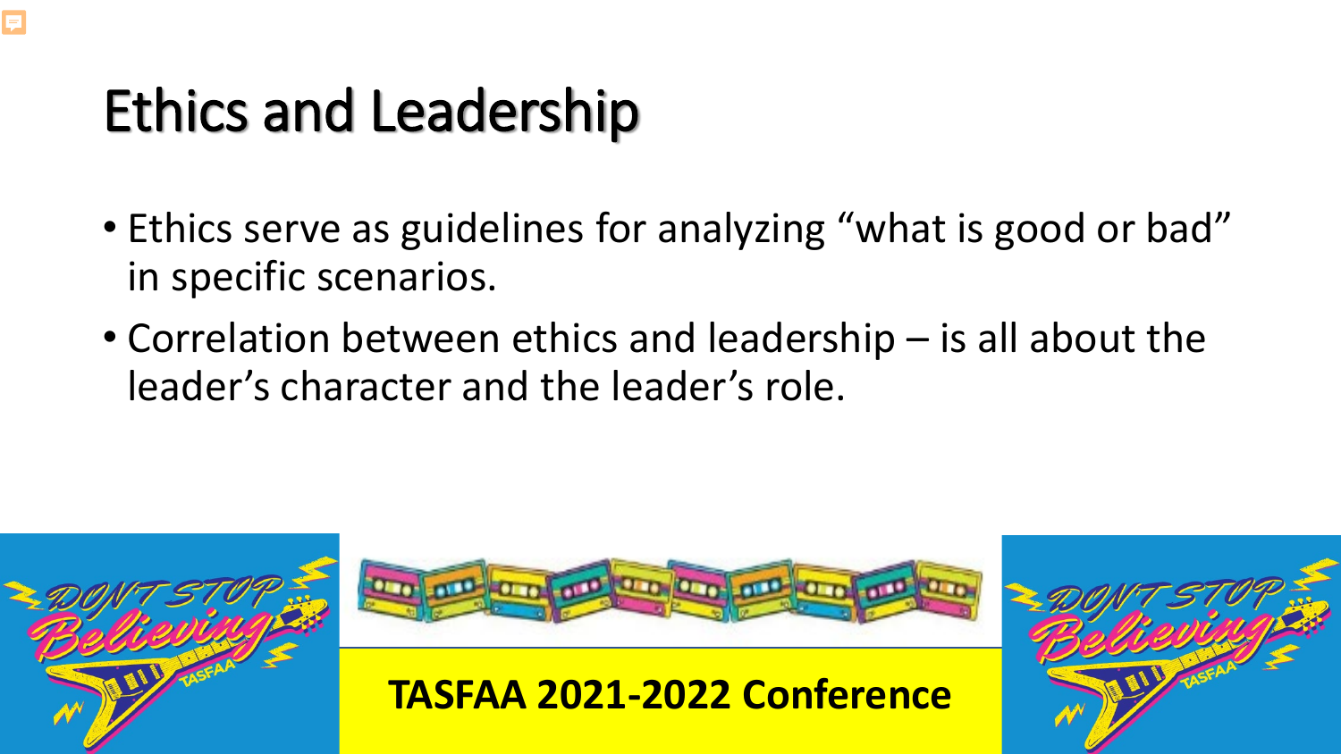# Ethics and Leadership

- Ethics serve as guidelines for analyzing "what is good or bad" in specific scenarios.
- Correlation between ethics and leadership – is all about the leader's character and the leader's role.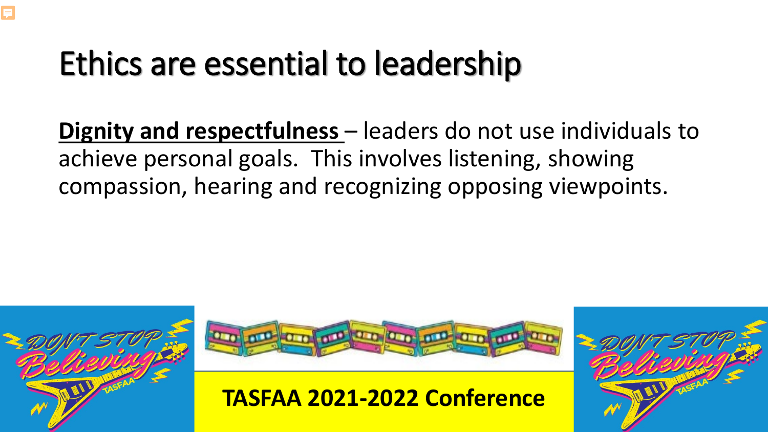# Ethics are essential to leadership

**Dignity and respectfulness** – leaders do not use individuals to achieve personal goals. This involves listening, showing compassion, hearing and recognizing opposing viewpoints.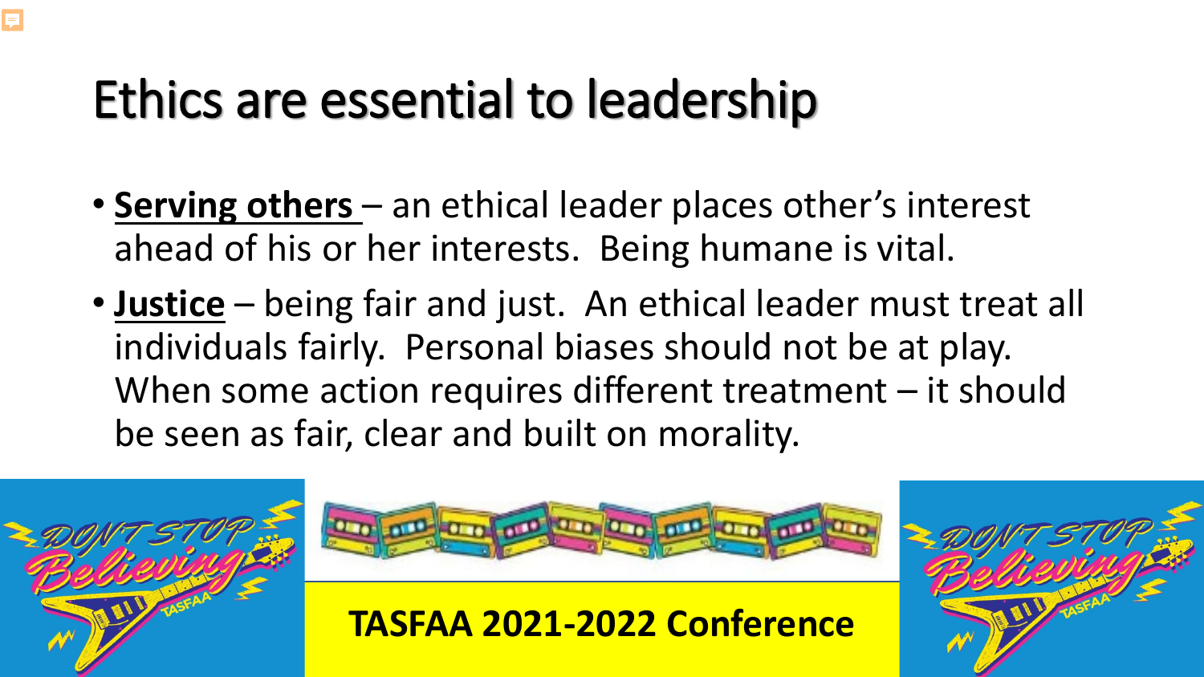# Ethics are essential to leadership

- **Serving others** – an ethical leader places other's interest ahead of his or her interests. Being humane is vital.
- **Justice** – being fair and just. An ethical leader must treat all individuals fairly. Personal biases should not be at play. When some action requires different treatment – it should be seen as fair, clear and built on morality.

**TASFAA 2021-2022 Conference**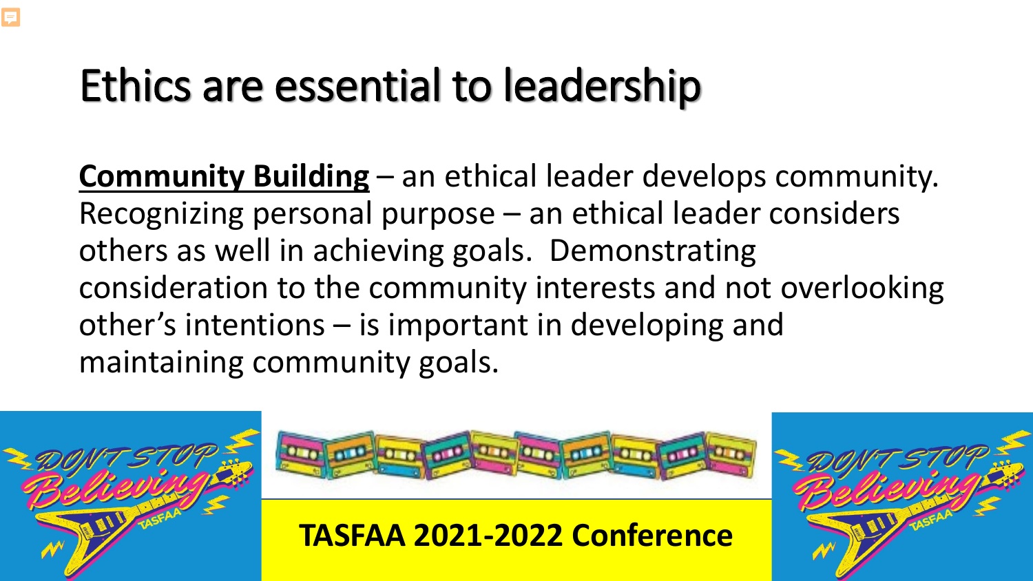# Ethics are essential to leadership

**Community Building** – an ethical leader develops community. Recognizing personal purpose – an ethical leader considers others as well in achieving goals. Demonstrating consideration to the community interests and not overlooking other's intentions – is important in developing and maintaining community goals.

**TASFAA 2021-2022 Conference**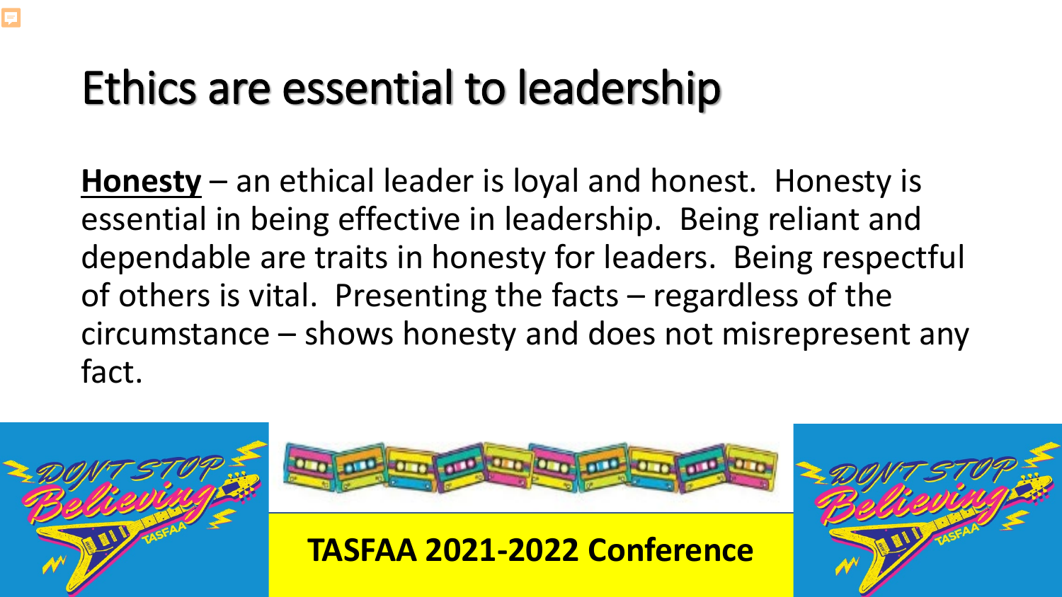# Ethics are essential to leadership

**Honesty** – an ethical leader is loyal and honest. Honesty is essential in being effective in leadership. Being reliant and dependable are traits in honesty for leaders. Being respectful of others is vital. Presenting the facts – regardless of the circumstance – shows honesty and does not misrepresent any fact.

**TASFAA 2021-2022 Conference**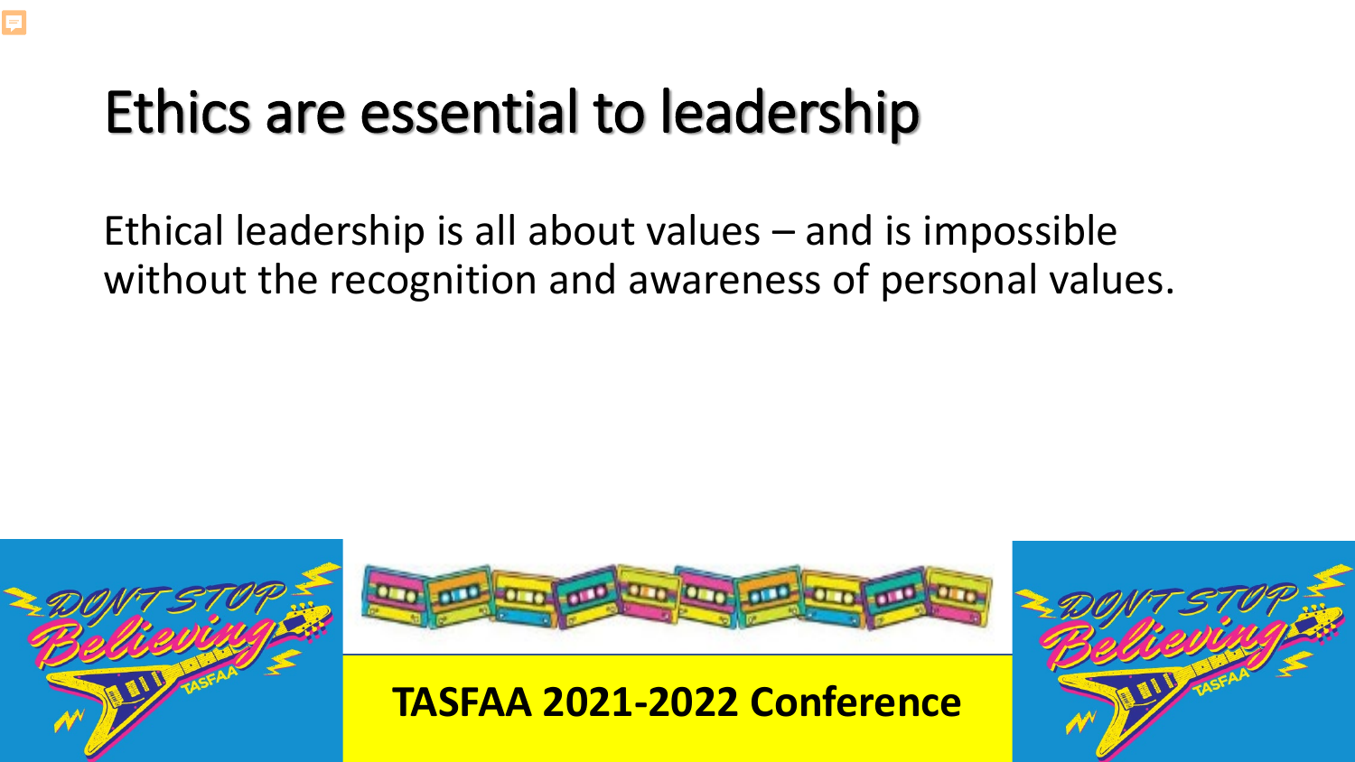# Ethics are essential to leadership

Ethical leadership is all about values – and is impossible without the recognition and awareness of personal values.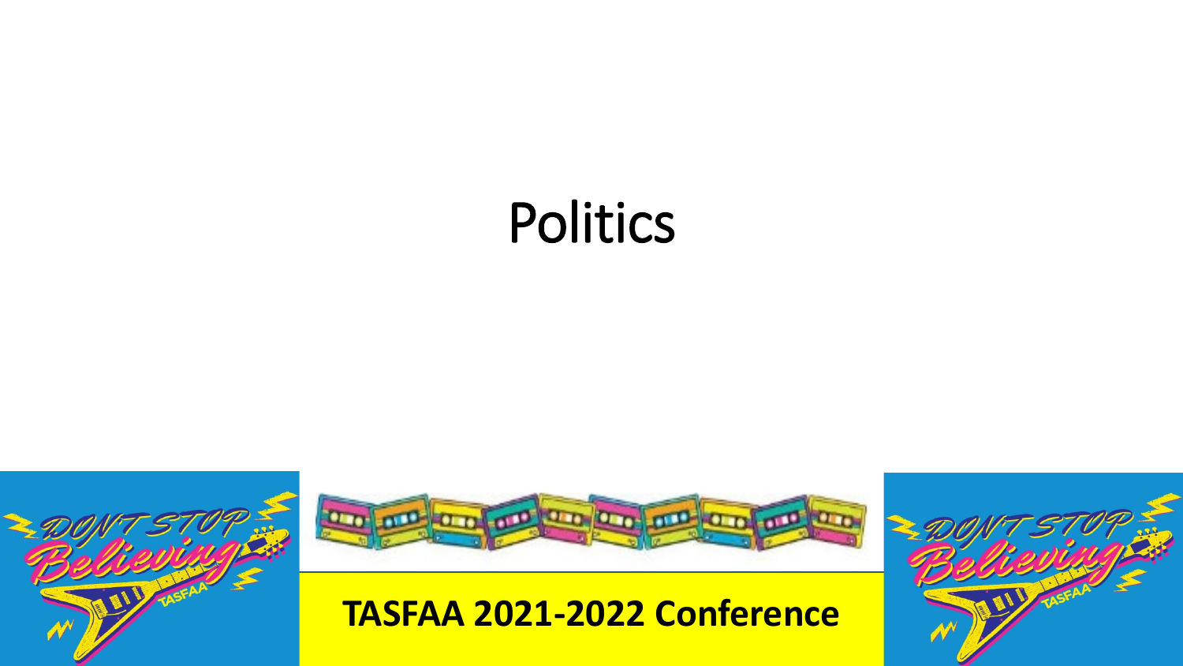# Politics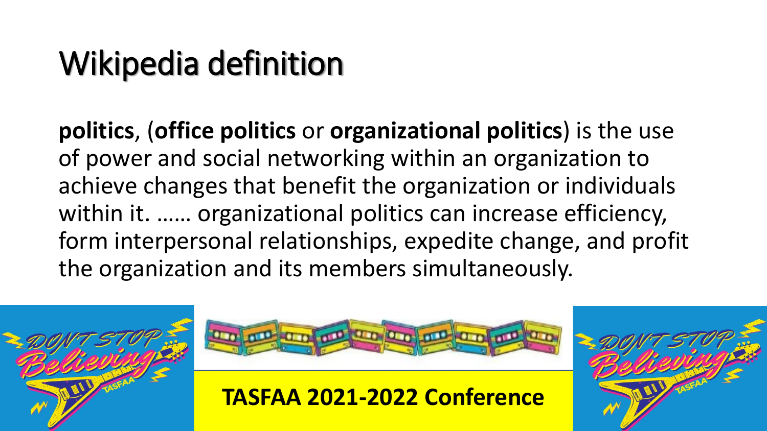# Wikipedia definition

**politics**, (**office politics** or **organizational politics**) is the use of power and social networking within an organization to achieve changes that benefit the organization or individuals within it. …… organizational politics can increase efficiency, form interpersonal relationships, expedite change, and profit the organization and its members simultaneously.

**TASFAA 2021-2022 Conference**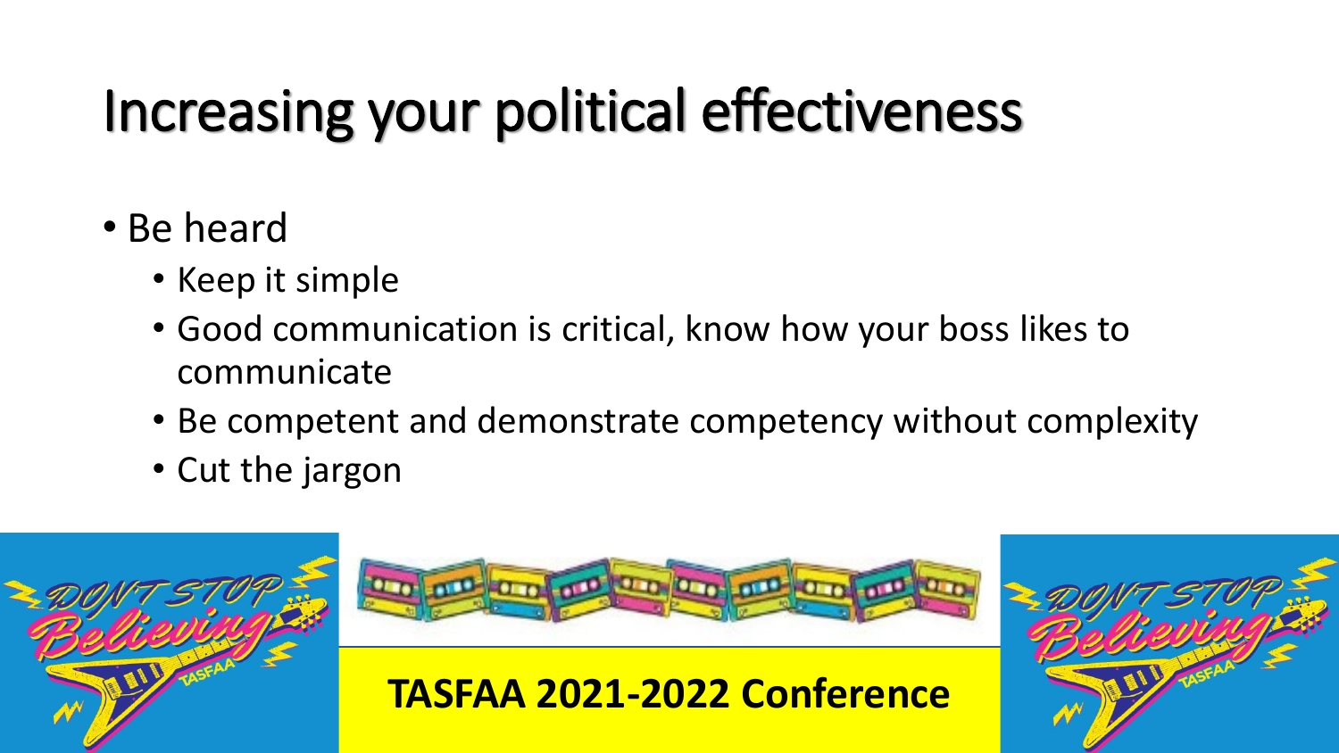# Increasing your political effectiveness

- Be heard
  - Keep it simple
  - Good communication is critical, know how your boss likes to communicate
  - Be competent and demonstrate competency without complexity
  - Cut the jargon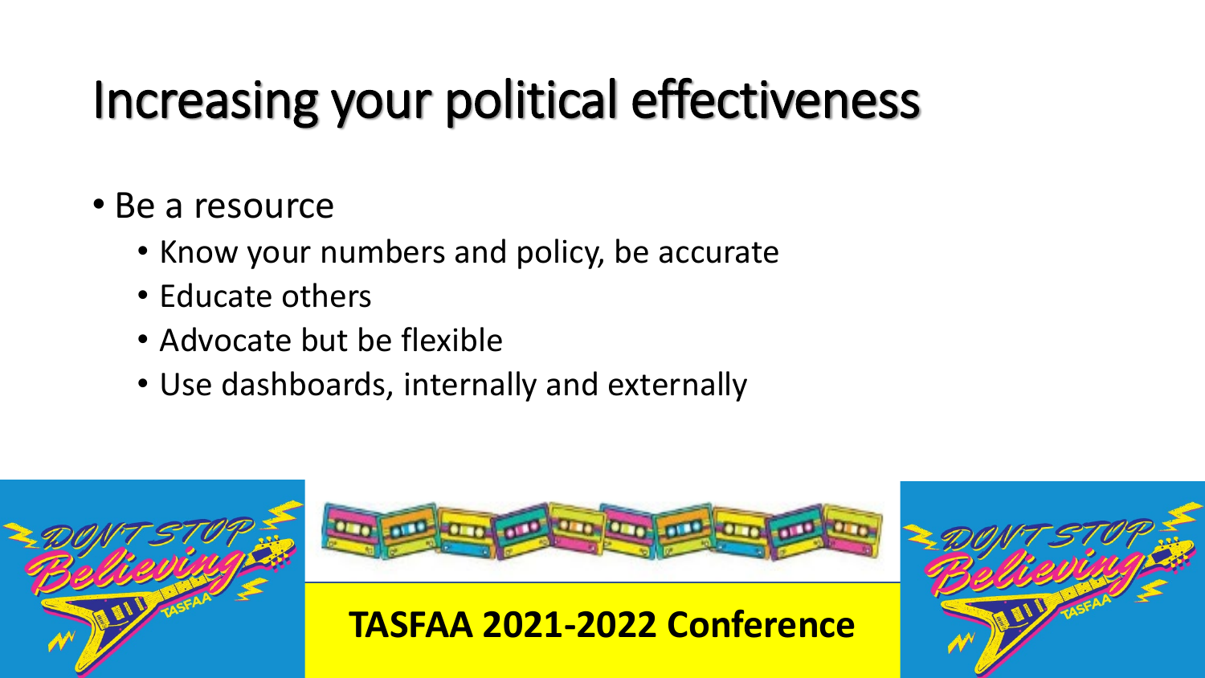# Increasing your political effectiveness

- Be a resource
  - Know your numbers and policy, be accurate
  - Educate others
  - Advocate but be flexible
  - Use dashboards, internally and externally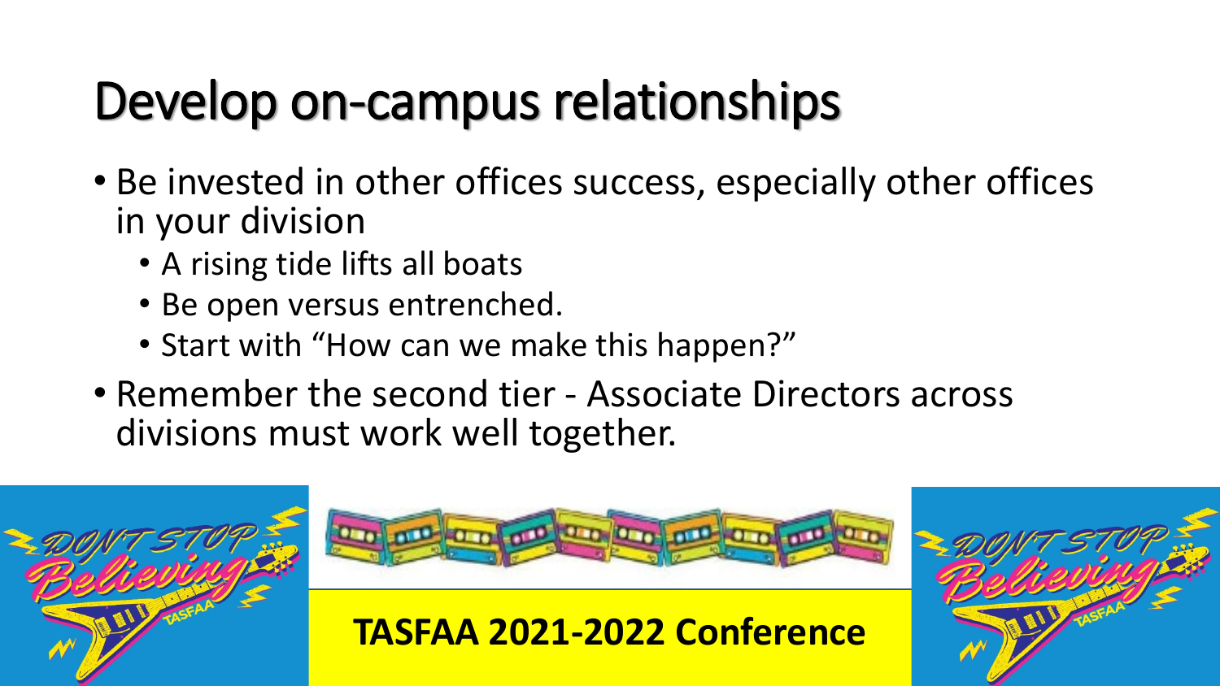# Develop on-campus relationships

- Be invested in other offices success, especially other offices in your division
  - A rising tide lifts all boats
  - Be open versus entrenched.
  - Start with "How can we make this happen?"
- Remember the second tier - Associate Directors across divisions must work well together.

**TASFAA 2021-2022 Conference**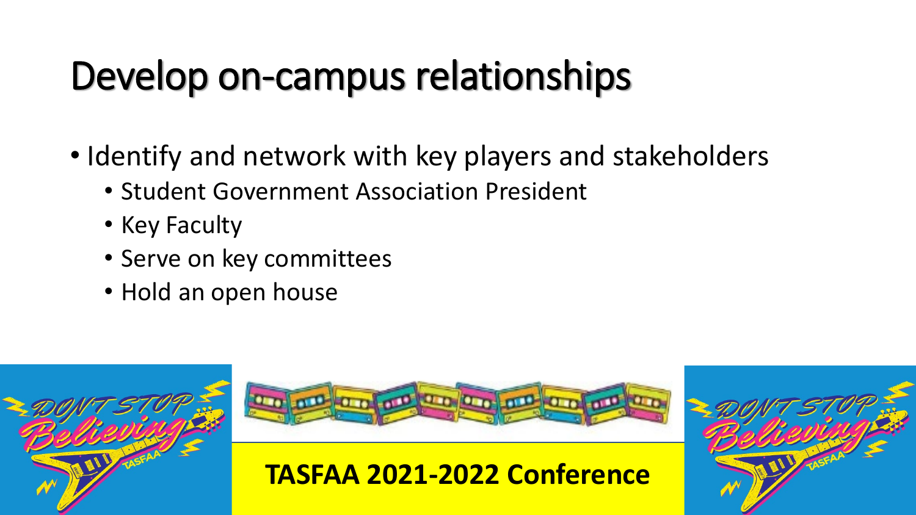# Develop on-campus relationships

- Identify and network with key players and stakeholders
  - Student Government Association President
  - Key Faculty
  - Serve on key committees
  - Hold an open house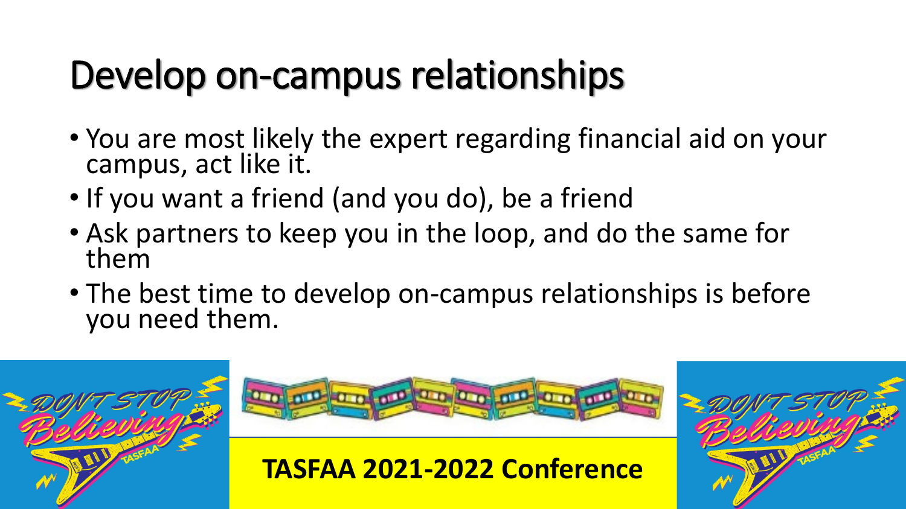# Develop on-campus relationships

- You are most likely the expert regarding financial aid on your campus, act like it.
- If you want a friend (and you do), be a friend
- Ask partners to keep you in the loop, and do the same for them
- The best time to develop on-campus relationships is before you need them.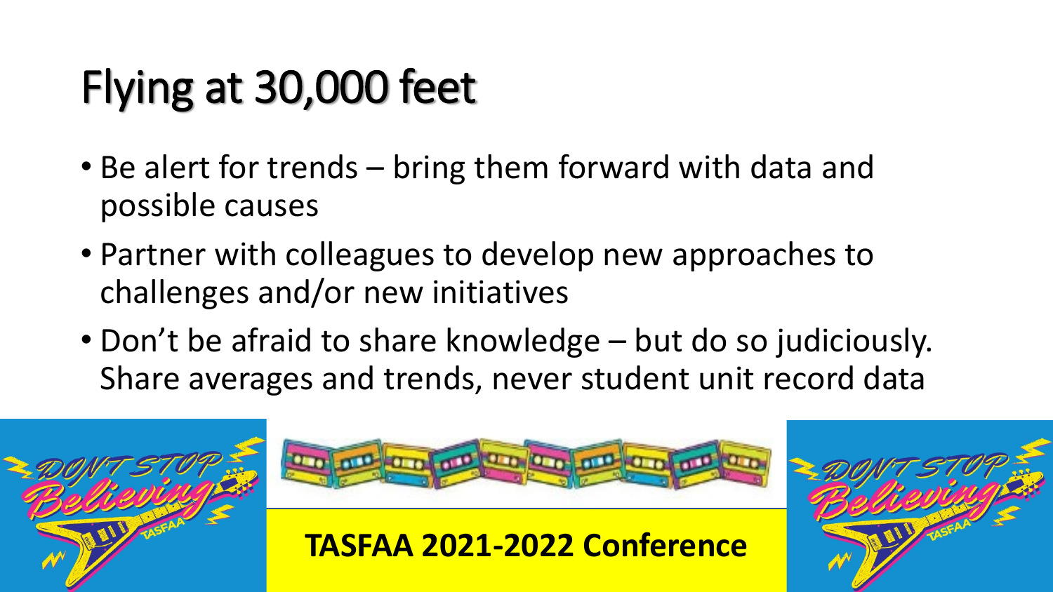# Flying at 30,000 feet

- Be alert for trends – bring them forward with data and possible causes
- Partner with colleagues to develop new approaches to challenges and/or new initiatives
- Don't be afraid to share knowledge – but do so judiciously. Share averages and trends, never student unit record data

**TASFAA 2021-2022 Conference**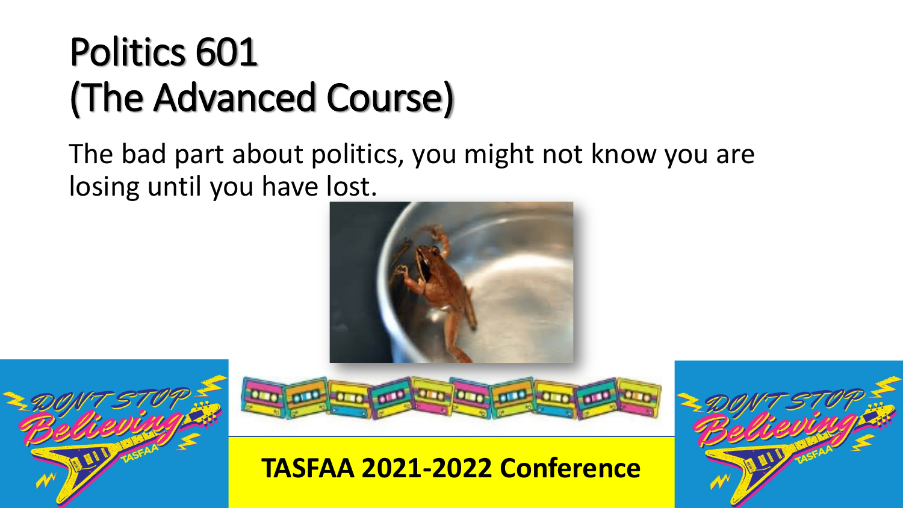# Politics 601
# (The Advanced Course)

The bad part about politics, you might not know you are losing until you have lost.

**TASFAA 2021-2022 Conference**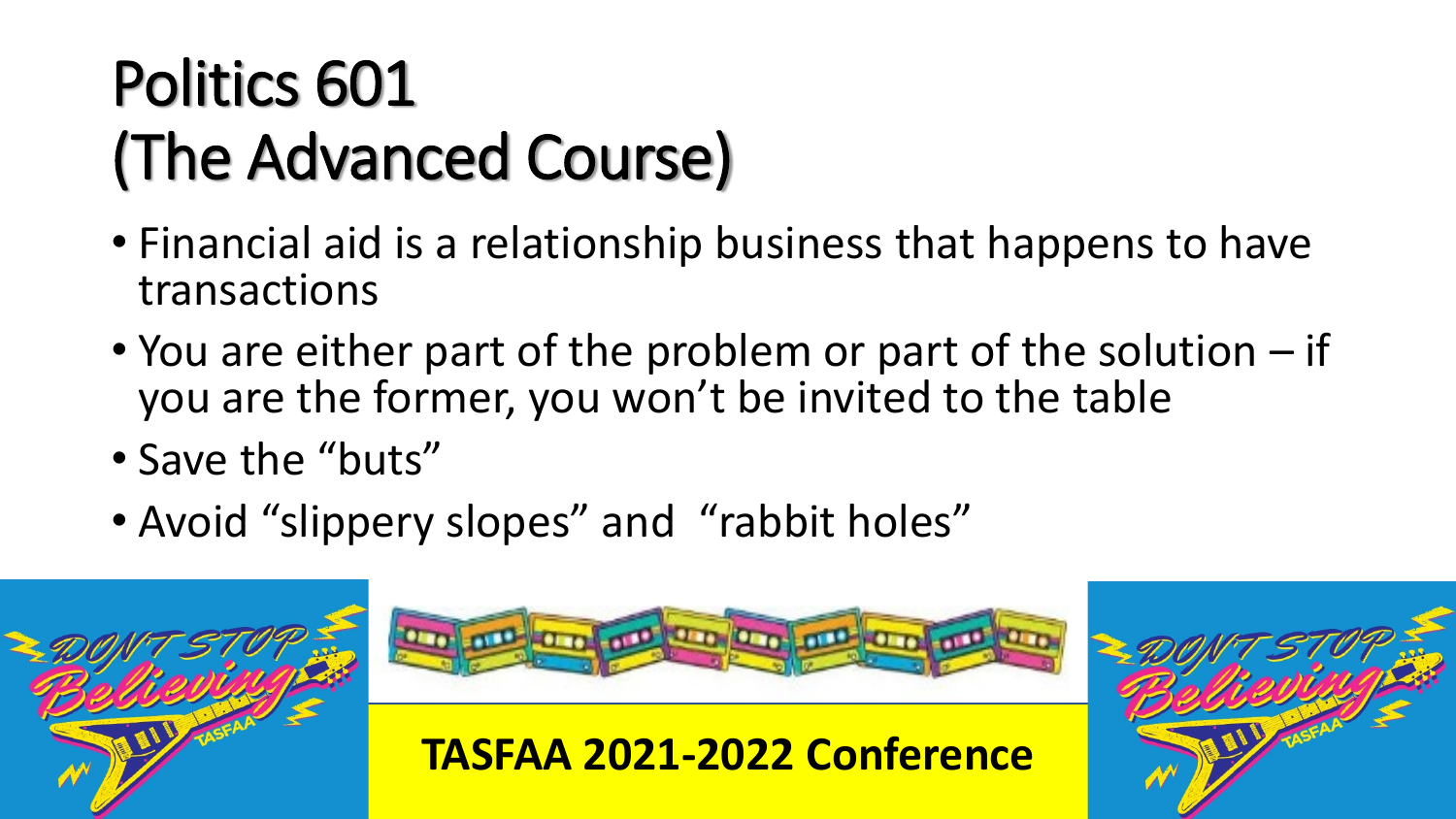# Politics 601
# (The Advanced Course)

- Financial aid is a relationship business that happens to have transactions
- You are either part of the problem or part of the solution – if you are the former, you won't be invited to the table
- Save the "buts"
- Avoid "slippery slopes" and "rabbit holes"

**TASFAA 2021-2022 Conference**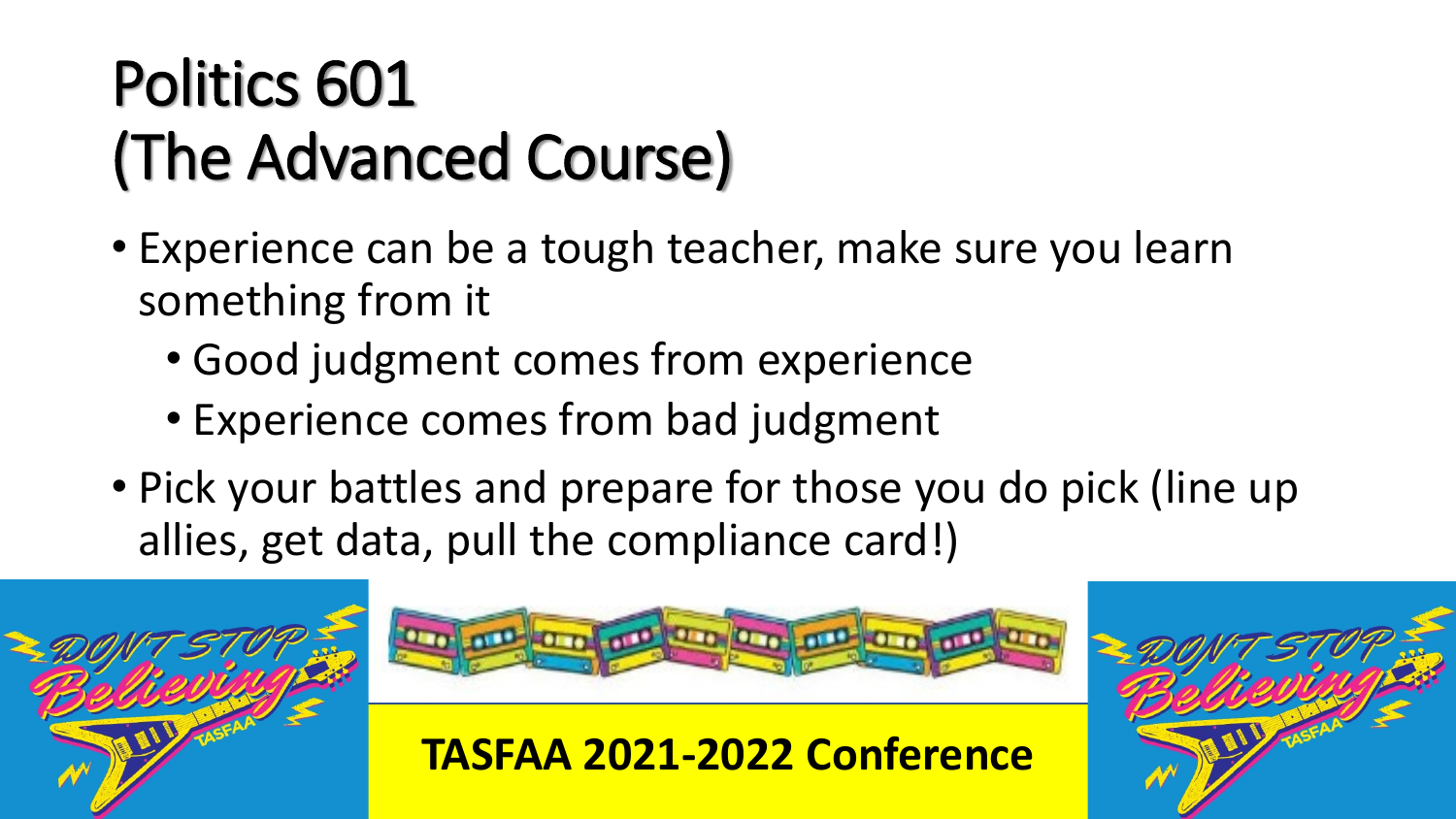# Politics 601 (The Advanced Course)

- Experience can be a tough teacher, make sure you learn something from it
  - Good judgment comes from experience
  - Experience comes from bad judgment
- Pick your battles and prepare for those you do pick (line up allies, get data, pull the compliance card!)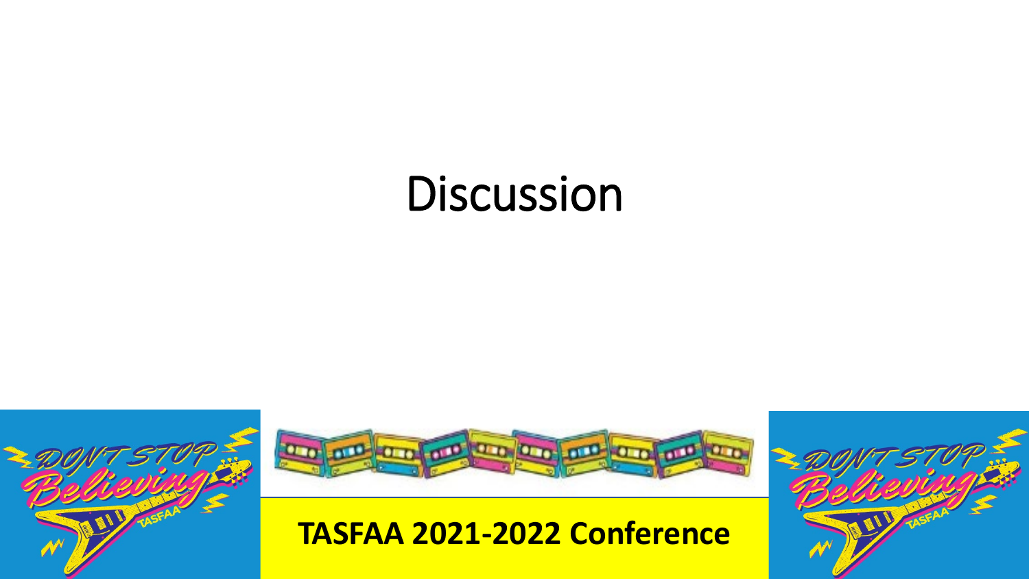# Discussion